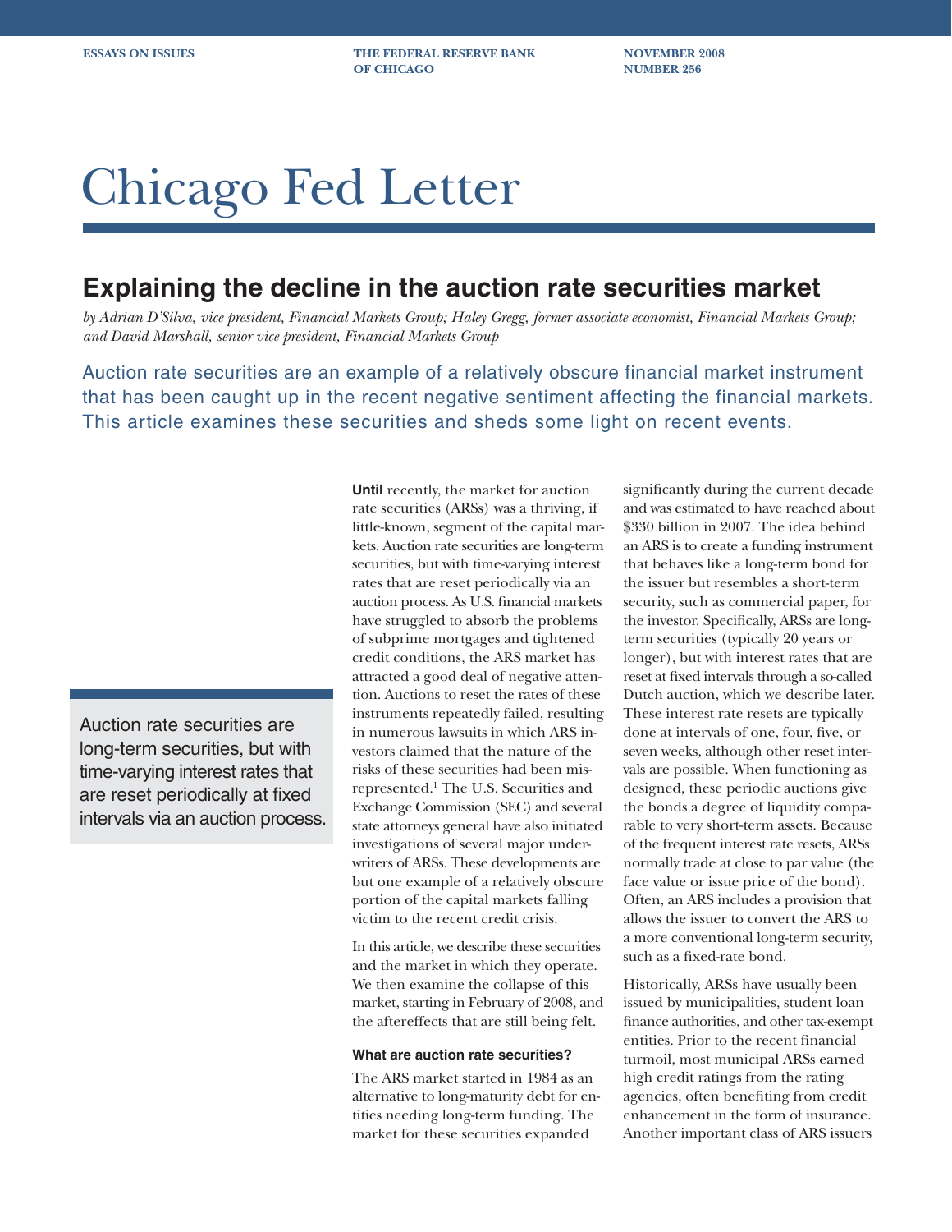ESSAYS ON ISSUES | THE FEDERAL RESERVE BANK OF CHICAGO | NOVEMBER 2008 NUMBER 256

# Chicago Fed Letter

## Explaining the decline in the auction rate securities market

*by Adrian D'Silva, vice president, Financial Markets Group; Haley Gregg, former associate economist, Financial Markets Group; and David Marshall, senior vice president, Financial Markets Group*

Auction rate securities are an example of a relatively obscure financial market instrument that has been caught up in the recent negative sentiment affecting the financial markets. This article examines these securities and sheds some light on recent events.

> Auction rate securities are long-term securities, but with time-varying interest rates that are reset periodically at fixed intervals via an auction process.

**Until** recently, the market for auction rate securities (ARSs) was a thriving, if little-known, segment of the capital markets. Auction rate securities are long-term securities, but with time-varying interest rates that are reset periodically via an auction process. As U.S. financial markets have struggled to absorb the problems of subprime mortgages and tightened credit conditions, the ARS market has attracted a good deal of negative attention. Auctions to reset the rates of these instruments repeatedly failed, resulting in numerous lawsuits in which ARS investors claimed that the nature of the risks of these securities had been misrepresented.[1] The U.S. Securities and Exchange Commission (SEC) and several state attorneys general have also initiated investigations of several major underwriters of ARSs. These developments are but one example of a relatively obscure portion of the capital markets falling victim to the recent credit crisis.

In this article, we describe these securities and the market in which they operate. We then examine the collapse of this market, starting in February of 2008, and the aftereffects that are still being felt.

### What are auction rate securities?

The ARS market started in 1984 as an alternative to long-maturity debt for entities needing long-term funding. The market for these securities expanded significantly during the current decade and was estimated to have reached about $330 billion in 2007. The idea behind an ARS is to create a funding instrument that behaves like a long-term bond for the issuer but resembles a short-term security, such as commercial paper, for the investor. Specifically, ARSs are long-term securities (typically 20 years or longer), but with interest rates that are reset at fixed intervals through a so-called Dutch auction, which we describe later. These interest rate resets are typically done at intervals of one, four, five, or seven weeks, although other reset intervals are possible. When functioning as designed, these periodic auctions give the bonds a degree of liquidity comparable to very short-term assets. Because of the frequent interest rate resets, ARSs normally trade at close to par value (the face value or issue price of the bond). Often, an ARS includes a provision that allows the issuer to convert the ARS to a more conventional long-term security, such as a fixed-rate bond.

Historically, ARSs have usually been issued by municipalities, student loan finance authorities, and other tax-exempt entities. Prior to the recent financial turmoil, most municipal ARSs earned high credit ratings from the rating agencies, often benefiting from credit enhancement in the form of insurance. Another important class of ARS issuers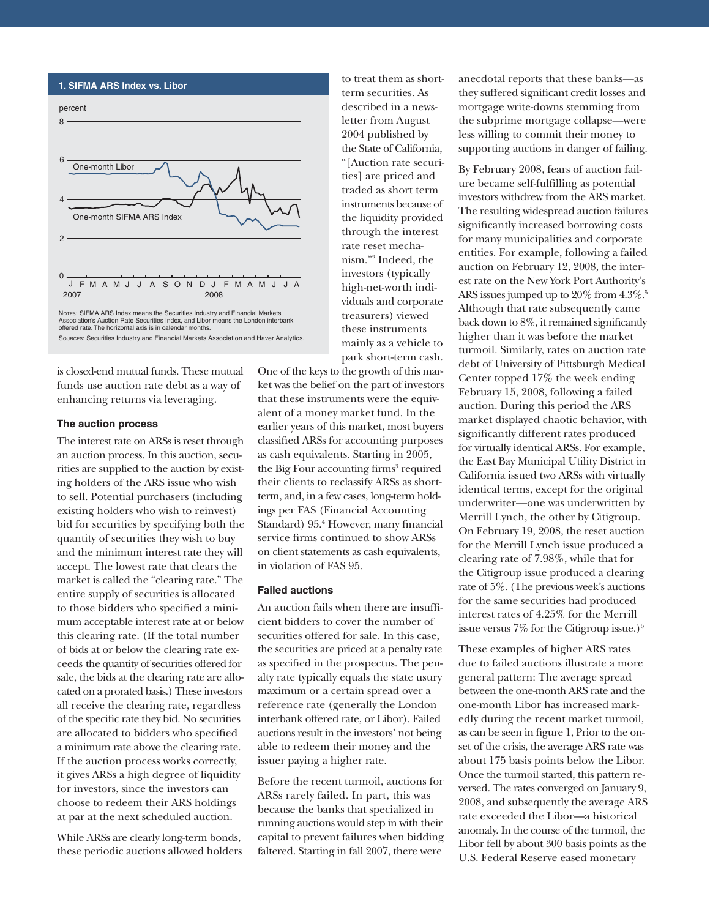**1. SIFMA ARS Index vs. Libor**

Notes: SIFMA ARS Index means the Securities Industry and Financial Markets Association's Auction Rate Securities Index, and Libor means the London interbank offered rate. The horizontal axis is in calendar months.

Sources: Securities Industry and Financial Markets Association and Haver Analytics.

is closed-end mutual funds. These mutual funds use auction rate debt as a way of enhancing returns via leveraging.

### The auction process

The interest rate on ARSs is reset through an auction process. In this auction, securities are supplied to the auction by existing holders of the ARS issue who wish to sell. Potential purchasers (including existing holders who wish to reinvest) bid for securities by specifying both the quantity of securities they wish to buy and the minimum interest rate they will accept. The lowest rate that clears the market is called the "clearing rate." The entire supply of securities is allocated to those bidders who specified a minimum acceptable interest rate at or below this clearing rate. (If the total number of bids at or below the clearing rate exceeds the quantity of securities offered for sale, the bids at the clearing rate are allocated on a prorated basis.) These investors all receive the clearing rate, regardless of the specific rate they bid. No securities are allocated to bidders who specified a minimum rate above the clearing rate. If the auction process works correctly, it gives ARSs a high degree of liquidity for investors, since the investors can choose to redeem their ARS holdings at par at the next scheduled auction.

While ARSs are clearly long-term bonds, these periodic auctions allowed holders to treat them as short-term securities. As described in a newsletter from August 2004 published by the State of California, "[Auction rate securities] are priced and traded as short term instruments because of the liquidity provided through the interest rate reset mechanism."[2] Indeed, the investors (typically high-net-worth individuals and corporate treasurers) viewed these instruments mainly as a vehicle to park short-term cash. One of the keys to the growth of this market was the belief on the part of investors that these instruments were the equivalent of a money market fund. In the earlier years of this market, most buyers classified ARSs for accounting purposes as cash equivalents. Starting in 2005, the Big Four accounting firms[3] required their clients to reclassify ARSs as short-term, and, in a few cases, long-term holdings per FAS (Financial Accounting Standard) 95.[4] However, many financial service firms continued to show ARSs on client statements as cash equivalents, in violation of FAS 95.

### Failed auctions

An auction fails when there are insufficient bidders to cover the number of securities offered for sale. In this case, the securities are priced at a penalty rate as specified in the prospectus. The penalty rate typically equals the state usury maximum or a certain spread over a reference rate (generally the London interbank offered rate, or Libor). Failed auctions result in the investors' not being able to redeem their money and the issuer paying a higher rate.

Before the recent turmoil, auctions for ARSs rarely failed. In part, this was because the banks that specialized in running auctions would step in with their capital to prevent failures when bidding faltered. Starting in fall 2007, there were anecdotal reports that these banks—as they suffered significant credit losses and mortgage write-downs stemming from the subprime mortgage collapse—were less willing to commit their money to supporting auctions in danger of failing.

By February 2008, fears of auction failure became self-fulfilling as potential investors withdrew from the ARS market. The resulting widespread auction failures significantly increased borrowing costs for many municipalities and corporate entities. For example, following a failed auction on February 12, 2008, the interest rate on the New York Port Authority's ARS issues jumped up to 20% from 4.3%.[5] Although that rate subsequently came back down to 8%, it remained significantly higher than it was before the market turmoil. Similarly, rates on auction rate debt of University of Pittsburgh Medical Center topped 17% the week ending February 15, 2008, following a failed auction. During this period the ARS market displayed chaotic behavior, with significantly different rates produced for virtually identical ARSs. For example, the East Bay Municipal Utility District in California issued two ARSs with virtually identical terms, except for the original underwriter—one was underwritten by Merrill Lynch, the other by Citigroup. On February 19, 2008, the reset auction for the Merrill Lynch issue produced a clearing rate of 7.98%, while that for the Citigroup issue produced a clearing rate of 5%. (The previous week's auctions for the same securities had produced interest rates of 4.25% for the Merrill issue versus 7% for the Citigroup issue.)[6]

These examples of higher ARS rates due to failed auctions illustrate a more general pattern: The average spread between the one-month ARS rate and the one-month Libor has increased markedly during the recent market turmoil, as can be seen in figure 1, Prior to the onset of the crisis, the average ARS rate was about 175 basis points below the Libor. Once the turmoil started, this pattern reversed. The rates converged on January 9, 2008, and subsequently the average ARS rate exceeded the Libor—a historical anomaly. In the course of the turmoil, the Libor fell by about 300 basis points as the U.S. Federal Reserve eased monetary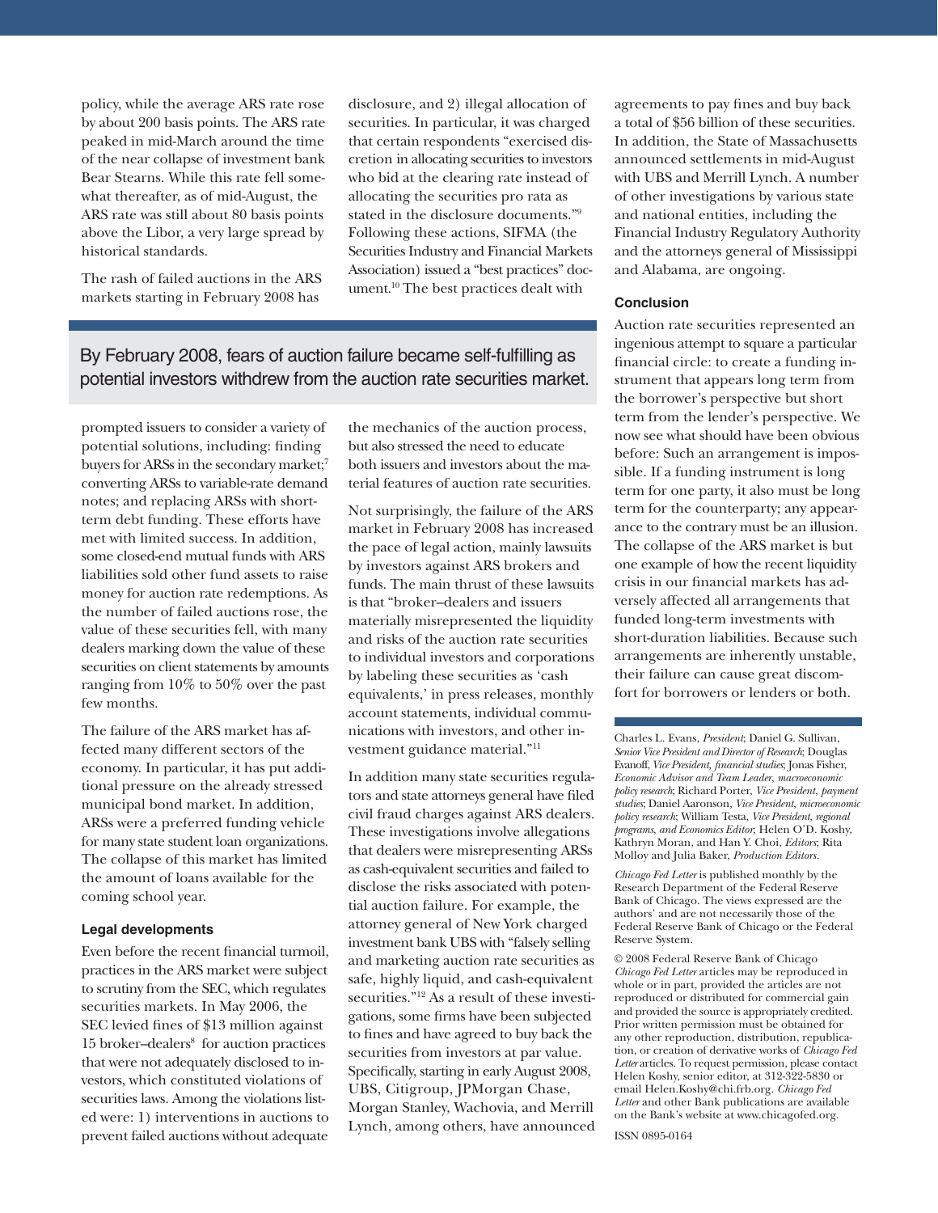policy, while the average ARS rate rose by about 200 basis points. The ARS rate peaked in mid-March around the time of the near collapse of investment bank Bear Stearns. While this rate fell somewhat thereafter, as of mid-August, the ARS rate was still about 80 basis points above the Libor, a very large spread by historical standards.

The rash of failed auctions in the ARS markets starting in February 2008 has prompted issuers to consider a variety of potential solutions, including: finding buyers for ARSs in the secondary market;[7] converting ARSs to variable-rate demand notes; and replacing ARSs with short-term debt funding. These efforts have met with limited success. In addition, some closed-end mutual funds with ARS liabilities sold other fund assets to raise money for auction rate redemptions. As the number of failed auctions rose, the value of these securities fell, with many dealers marking down the value of these securities on client statements by amounts ranging from 10% to 50% over the past few months.

> By February 2008, fears of auction failure became self-fulfilling as potential investors withdrew from the auction rate securities market.

The failure of the ARS market has affected many different sectors of the economy. In particular, it has put additional pressure on the already stressed municipal bond market. In addition, ARSs were a preferred funding vehicle for many state student loan organizations. The collapse of this market has limited the amount of loans available for the coming school year.

### Legal developments

Even before the recent financial turmoil, practices in the ARS market were subject to scrutiny from the SEC, which regulates securities markets. In May 2006, the SEC levied fines of $13 million against 15 broker–dealers[8] for auction practices that were not adequately disclosed to investors, which constituted violations of securities laws. Among the violations listed were: 1) interventions in auctions to prevent failed auctions without adequate disclosure, and 2) illegal allocation of securities. In particular, it was charged that certain respondents "exercised discretion in allocating securities to investors who bid at the clearing rate instead of allocating the securities pro rata as stated in the disclosure documents."[9] Following these actions, SIFMA (the Securities Industry and Financial Markets Association) issued a "best practices" document.[10] The best practices dealt with the mechanics of the auction process, but also stressed the need to educate both issuers and investors about the material features of auction rate securities.

Not surprisingly, the failure of the ARS market in February 2008 has increased the pace of legal action, mainly lawsuits by investors against ARS brokers and funds. The main thrust of these lawsuits is that "broker–dealers and issuers materially misrepresented the liquidity and risks of the auction rate securities to individual investors and corporations by labeling these securities as 'cash equivalents,' in press releases, monthly account statements, individual communications with investors, and other investment guidance material."[11]

In addition many state securities regulators and state attorneys general have filed civil fraud charges against ARS dealers. These investigations involve allegations that dealers were misrepresenting ARSs as cash-equivalent securities and failed to disclose the risks associated with potential auction failure. For example, the attorney general of New York charged investment bank UBS with "falsely selling and marketing auction rate securities as safe, highly liquid, and cash-equivalent securities."[12] As a result of these investigations, some firms have been subjected to fines and have agreed to buy back the securities from investors at par value. Specifically, starting in early August 2008, UBS, Citigroup, JPMorgan Chase, Morgan Stanley, Wachovia, and Merrill Lynch, among others, have announced agreements to pay fines and buy back a total of $56 billion of these securities. In addition, the State of Massachusetts announced settlements in mid-August with UBS and Merrill Lynch. A number of other investigations by various state and national entities, including the Financial Industry Regulatory Authority and the attorneys general of Mississippi and Alabama, are ongoing.

### Conclusion

Auction rate securities represented an ingenious attempt to square a particular financial circle: to create a funding instrument that appears long term from the borrower's perspective but short term from the lender's perspective. We now see what should have been obvious before: Such an arrangement is impossible. If a funding instrument is long term for one party, it also must be long term for the counterparty; any appearance to the contrary must be an illusion. The collapse of the ARS market is but one example of how the recent liquidity crisis in our financial markets has adversely affected all arrangements that funded long-term investments with short-duration liabilities. Because such arrangements are inherently unstable, their failure can cause great discomfort for borrowers or lenders or both.

---

Charles L. Evans, *President*; Daniel G. Sullivan, *Senior Vice President and Director of Research*; Douglas Evanoff, *Vice President, financial studies*; Jonas Fisher, *Economic Advisor and Team Leader, macroeconomic policy research*; Richard Porter, *Vice President, payment studies*; Daniel Aaronson, *Vice President, microeconomic policy research*; William Testa, *Vice President, regional programs, and Economics Editor*; Helen O'D. Koshy, Kathryn Moran, and Han Y. Choi, *Editors*; Rita Molloy and Julia Baker, *Production Editors*.

*Chicago Fed Letter* is published monthly by the Research Department of the Federal Reserve Bank of Chicago. The views expressed are the authors' and are not necessarily those of the Federal Reserve Bank of Chicago or the Federal Reserve System.

© 2008 Federal Reserve Bank of Chicago
*Chicago Fed Letter* articles may be reproduced in whole or in part, provided the articles are not reproduced or distributed for commercial gain and provided the source is appropriately credited. Prior written permission must be obtained for any other reproduction, distribution, republication, or creation of derivative works of *Chicago Fed Letter* articles. To request permission, please contact Helen Koshy, senior editor, at 312-322-5830 or email Helen.Koshy@chi.frb.org. *Chicago Fed Letter* and other Bank publications are available on the Bank's website at www.chicagofed.org.

ISSN 0895-0164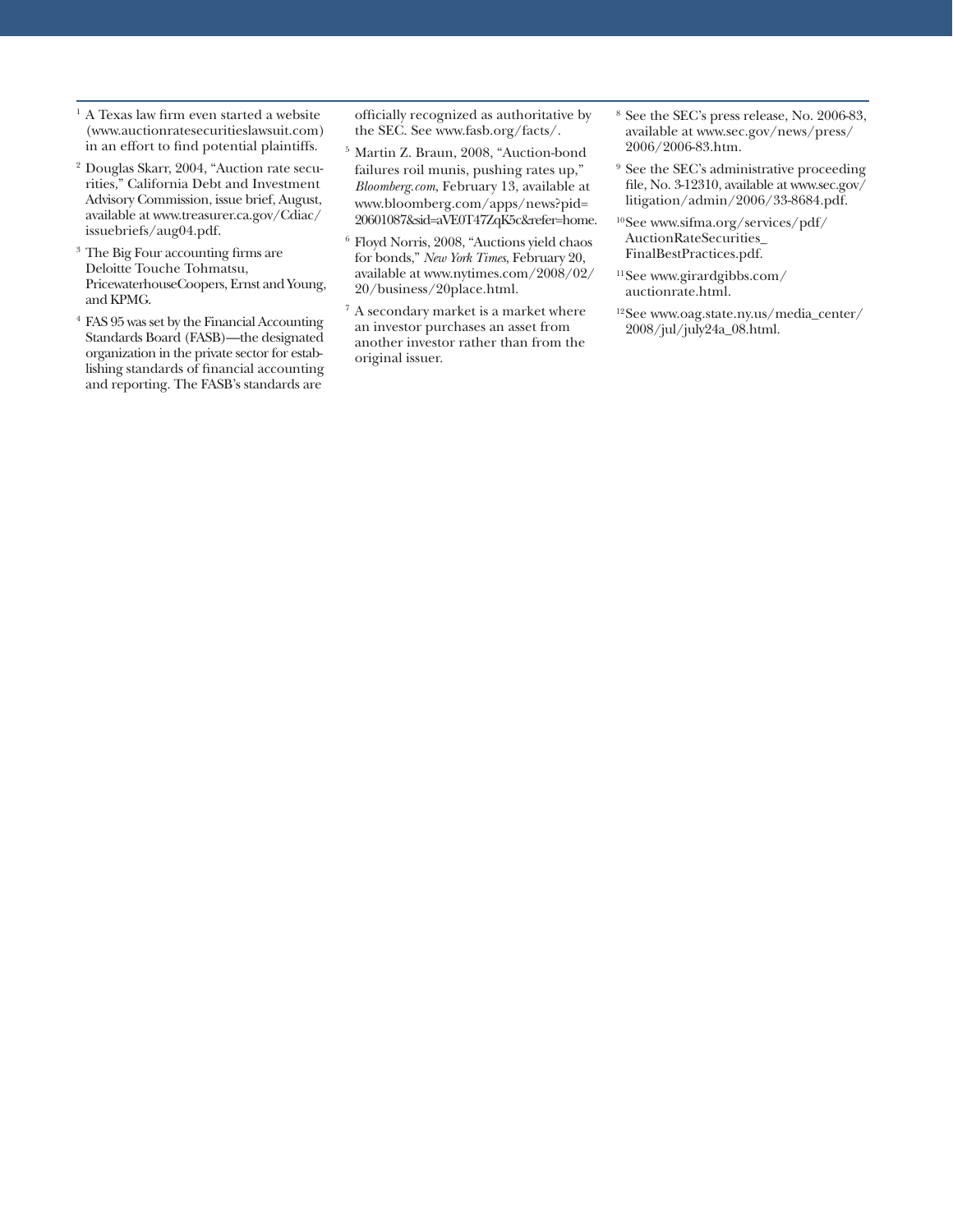[1] A Texas law firm even started a website (www.auctionratesecuritieslawsuit.com) in an effort to find potential plaintiffs.

[2] Douglas Skarr, 2004, "Auction rate securities," California Debt and Investment Advisory Commission, issue brief, August, available at www.treasurer.ca.gov/Cdiac/issuebriefs/aug04.pdf.

[3] The Big Four accounting firms are Deloitte Touche Tohmatsu, PricewaterhouseCoopers, Ernst and Young, and KPMG.

[4] FAS 95 was set by the Financial Accounting Standards Board (FASB)—the designated organization in the private sector for establishing standards of financial accounting and reporting. The FASB's standards are officially recognized as authoritative by the SEC. See www.fasb.org/facts/.

[5] Martin Z. Braun, 2008, "Auction-bond failures roil munis, pushing rates up," *Bloomberg.com*, February 13, available at www.bloomberg.com/apps/news?pid=20601087&sid=aVE0T47ZqK5c&refer=home.

[6] Floyd Norris, 2008, "Auctions yield chaos for bonds," *New York Times*, February 20, available at www.nytimes.com/2008/02/20/business/20place.html.

[7] A secondary market is a market where an investor purchases an asset from another investor rather than from the original issuer.

[8] See the SEC's press release, No. 2006-83, available at www.sec.gov/news/press/2006/2006-83.htm.

[9] See the SEC's administrative proceeding file, No. 3-12310, available at www.sec.gov/litigation/admin/2006/33-8684.pdf.

[10] See www.sifma.org/services/pdf/AuctionRateSecurities_FinalBestPractices.pdf.

[11] See www.girardgibbs.com/auctionrate.html.

[12] See www.oag.state.ny.us/media_center/2008/jul/july24a_08.html.